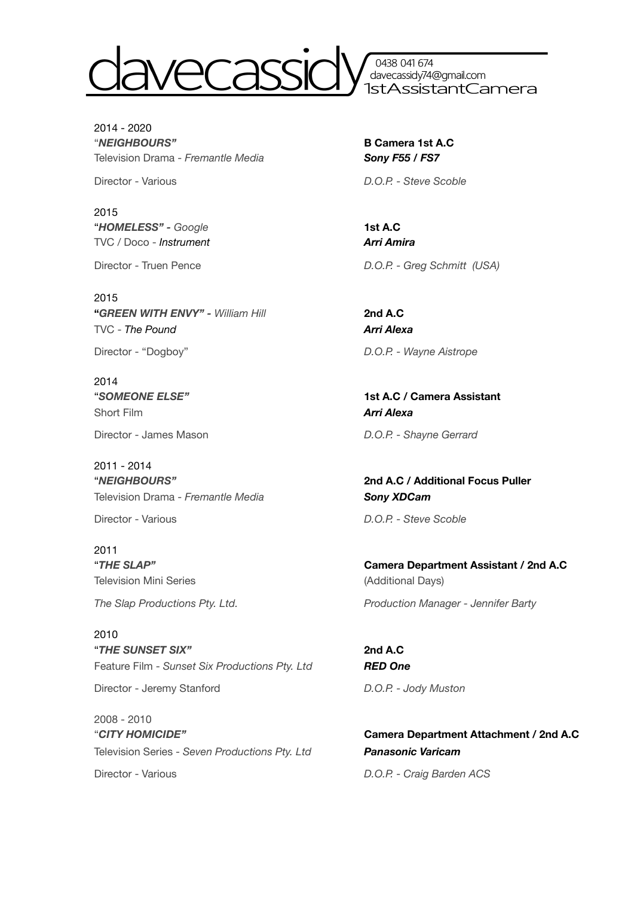# davecassidy

0438 041 674
davecassidy74@gmail.com
1stAssistantCamera

2014 - 2020
"***NEIGHBOURS"***
Television Drama - *Fremantle Media*
Director - Various

**B Camera 1st A.C**
***Sony F55 / FS7***
*D.O.P. - Steve Scoble*

2015
"***HOMELESS" -*** *Google*
TVC / Doco - ***Instrument***
Director - Truen Pence

**1st A.C**
***Arri Amira***
*D.O.P. - Greg Schmitt (USA)*

2015
**"*GREEN WITH ENVY" -*** *William Hill*
TVC - ***The Pound***
Director - "Dogboy"

**2nd A.C**
***Arri Alexa***
*D.O.P. - Wayne Aistrope*

2014
"***SOMEONE ELSE"***
Short Film
Director - James Mason

**1st A.C / Camera Assistant**
***Arri Alexa***
*D.O.P. - Shayne Gerrard*

2011 - 2014
"***NEIGHBOURS"***
Television Drama - *Fremantle Media*
Director - Various

**2nd A.C / Additional Focus Puller**
***Sony XDCam***
*D.O.P. - Steve Scoble*

2011
"***THE SLAP"***
Television Mini Series
*The Slap Productions Pty. Ltd.*

**Camera Department Assistant / 2nd A.C**
(Additional Days)
*Production Manager - Jennifer Barty*

2010
"***THE SUNSET SIX"***
Feature Film - *Sunset Six Productions Pty. Ltd*
Director - Jeremy Stanford

**2nd A.C**
***RED One***
*D.O.P. - Jody Muston*

2008 - 2010
"***CITY HOMICIDE"***
Television Series - *Seven Productions Pty. Ltd*
Director - Various

**Camera Department Attachment / 2nd A.C**
***Panasonic Varicam***
*D.O.P. - Craig Barden ACS*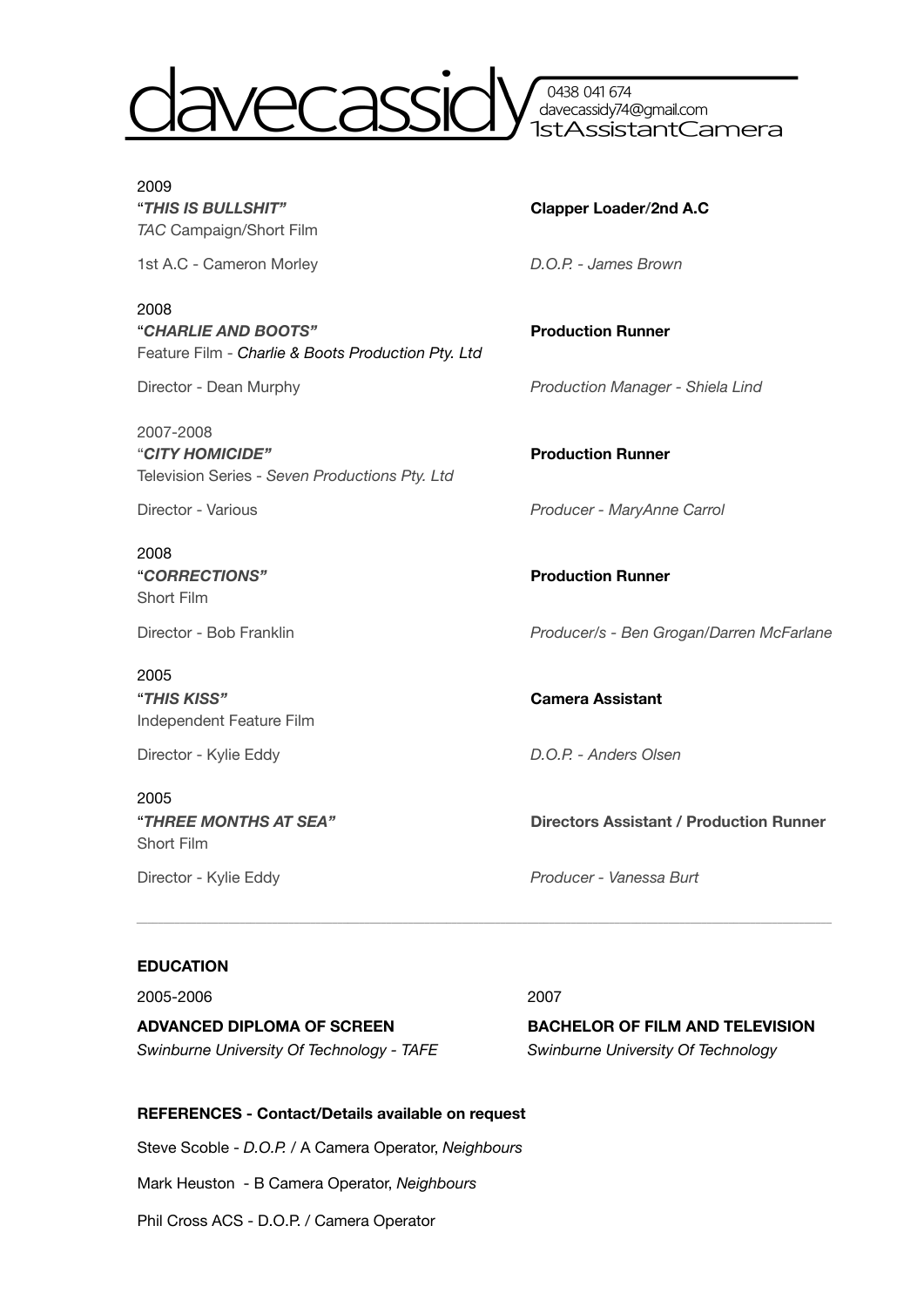# davecassidy

0438 041 674
davecassidy74@gmail.com
1stAssistantCamera

2009
"***THIS IS BULLSHIT"*** — **Clapper Loader/2nd A.C**
*TAC* Campaign/Short Film

1st A.C - Cameron Morley — *D.O.P. - James Brown*

2008
"***CHARLIE AND BOOTS"*** — **Production Runner**
Feature Film - *Charlie & Boots Production Pty. Ltd*

Director - Dean Murphy — *Production Manager - Shiela Lind*

2007-2008
"***CITY HOMICIDE"*** — **Production Runner**
Television Series - *Seven Productions Pty. Ltd*

Director - Various — *Producer - MaryAnne Carrol*

2008
"***CORRECTIONS"*** — **Production Runner**
Short Film

Director - Bob Franklin — *Producer/s - Ben Grogan/Darren McFarlane*

2005
"***THIS KISS"*** — **Camera Assistant**
Independent Feature Film

Director - Kylie Eddy — *D.O.P. - Anders Olsen*

2005
"***THREE MONTHS AT SEA"*** — **Directors Assistant / Production Runner**
Short Film

Director - Kylie Eddy — *Producer - Vanessa Burt*

---

**EDUCATION**

2005-2006
**ADVANCED DIPLOMA OF SCREEN**
*Swinburne University Of Technology - TAFE*

2007
**BACHELOR OF FILM AND TELEVISION**
*Swinburne University Of Technology*

**REFERENCES - Contact/Details available on request**

Steve Scoble - *D.O.P.* / A Camera Operator, *Neighbours*

Mark Heuston - B Camera Operator, *Neighbours*

Phil Cross ACS - D.O.P. / Camera Operator